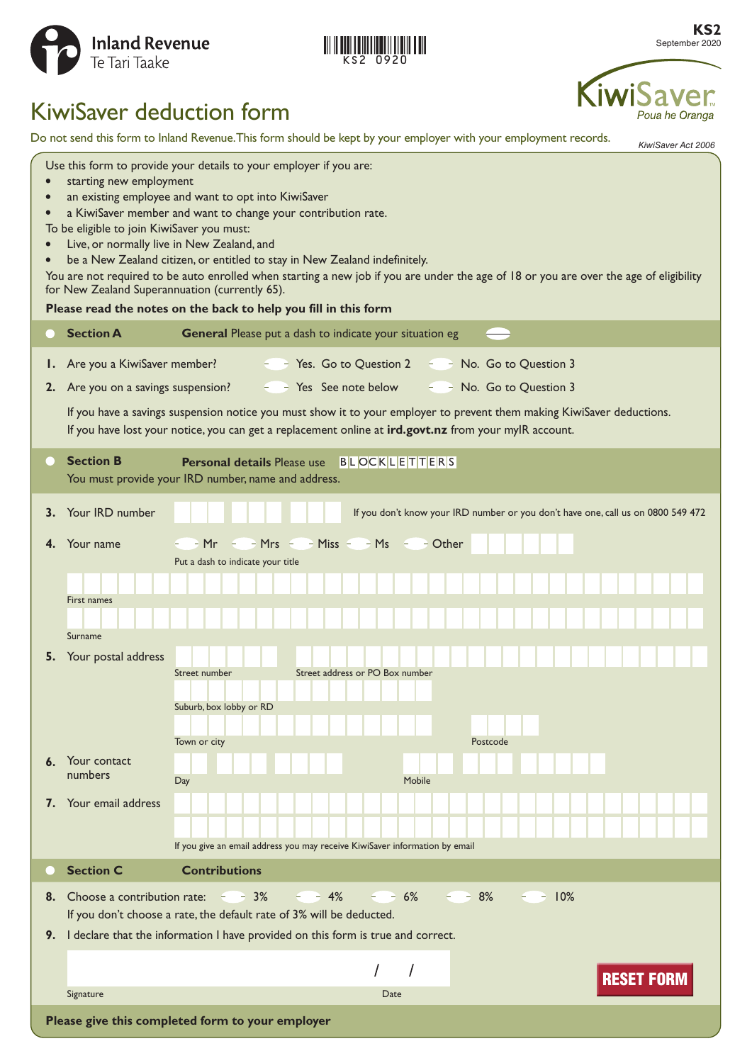Inland Revenue
Te Tari Taake

KS2 0920

**KS2**
September 2020

KiwiSaver
*Poua he Oranga*

# KiwiSaver deduction form

Do not send this form to Inland Revenue. This form should be kept by your employer with your employment records.

*KiwiSaver Act 2006*

Use this form to provide your details to your employer if you are:

- starting new employment
- an existing employee and want to opt into KiwiSaver
- a KiwiSaver member and want to change your contribution rate.

To be eligible to join KiwiSaver you must:

- Live, or normally live in New Zealand, and
- be a New Zealand citizen, or entitled to stay in New Zealand indefinitely.

You are not required to be auto enrolled when starting a new job if you are under the age of 18 or you are over the age of eligibility for New Zealand Superannuation (currently 65).

**Please read the notes on the back to help you fill in this form**

## Section A — **General** Please put a dash to indicate your situation eg

**1.** Are you a KiwiSaver member? — Yes. Go to Question 2 — No. Go to Question 3

**2.** Are you on a savings suspension? — Yes See note below — No. Go to Question 3

If you have a savings suspension notice you must show it to your employer to prevent them making KiwiSaver deductions. If you have lost your notice, you can get a replacement online at **ird.govt.nz** from your myIR account.

## Section B — **Personal details** Please use BLOCK LETTERS

You must provide your IRD number, name and address.

**3.** Your IRD number

If you don't know your IRD number or you don't have one, call us on 0800 549 472

**4.** Your name — Mr — Mrs — Miss — Ms — Other

Put a dash to indicate your title

First names

Surname

**5.** Your postal address

Street number

Street address or PO Box number

Suburb, box lobby or RD

Town or city

Postcode

**6.** Your contact numbers

Day

Mobile

**7.** Your email address

If you give an email address you may receive KiwiSaver information by email

## Section C — **Contributions**

**8.** Choose a contribution rate: — 3% — 4% — 6% — 8% — 10%

If you don't choose a rate, the default rate of 3% will be deducted.

**9.** I declare that the information I have provided on this form is true and correct.

Signature

Date / /

RESET FORM

**Please give this completed form to your employer**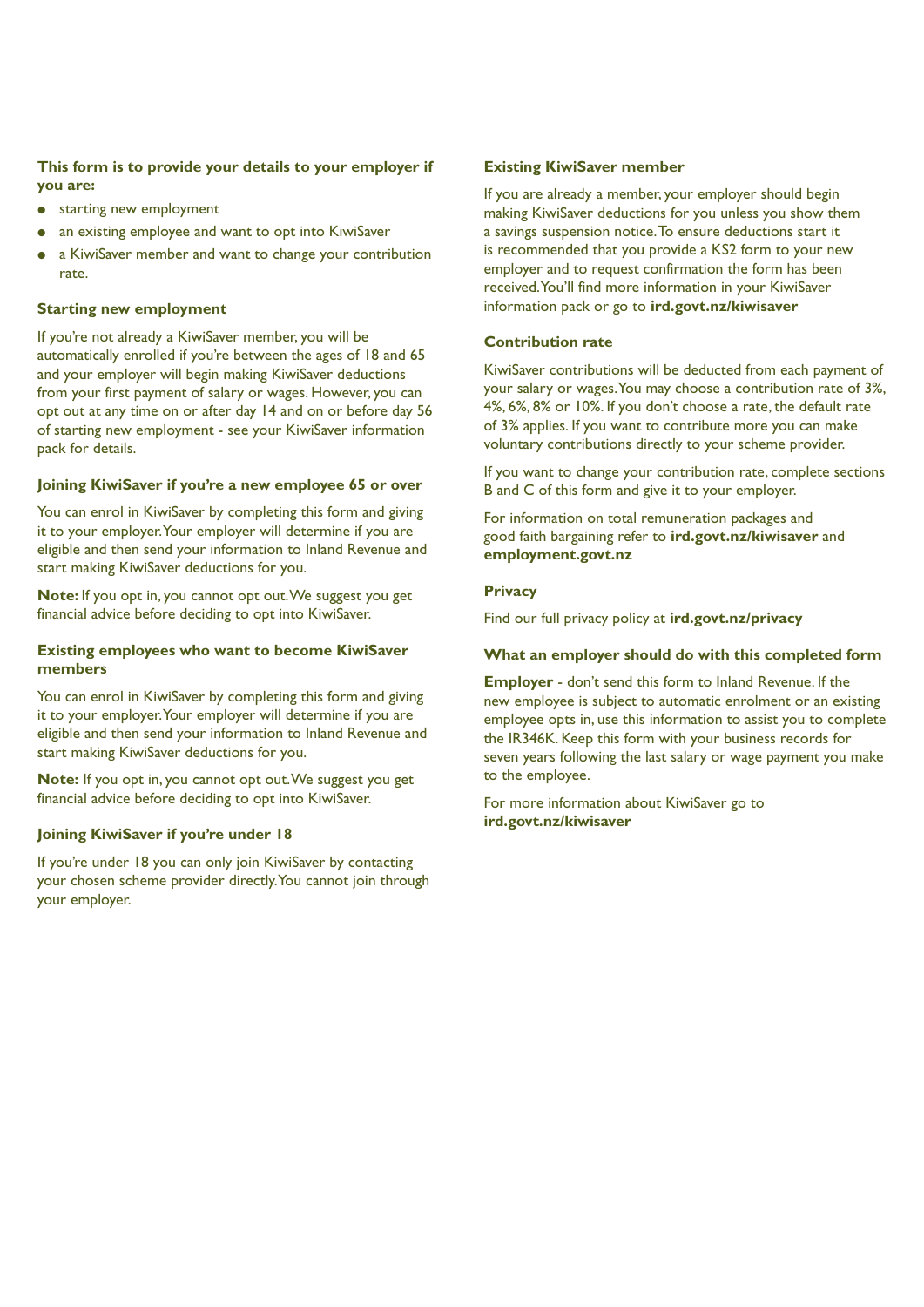**This form is to provide your details to your employer if you are:**

- starting new employment
- an existing employee and want to opt into KiwiSaver
- a KiwiSaver member and want to change your contribution rate.

### Starting new employment

If you're not already a KiwiSaver member, you will be automatically enrolled if you're between the ages of 18 and 65 and your employer will begin making KiwiSaver deductions from your first payment of salary or wages. However, you can opt out at any time on or after day 14 and on or before day 56 of starting new employment - see your KiwiSaver information pack for details.

### Joining KiwiSaver if you're a new employee 65 or over

You can enrol in KiwiSaver by completing this form and giving it to your employer. Your employer will determine if you are eligible and then send your information to Inland Revenue and start making KiwiSaver deductions for you.

**Note:** If you opt in, you cannot opt out. We suggest you get financial advice before deciding to opt into KiwiSaver.

### Existing employees who want to become KiwiSaver members

You can enrol in KiwiSaver by completing this form and giving it to your employer. Your employer will determine if you are eligible and then send your information to Inland Revenue and start making KiwiSaver deductions for you.

**Note:** If you opt in, you cannot opt out. We suggest you get financial advice before deciding to opt into KiwiSaver.

### Joining KiwiSaver if you're under 18

If you're under 18 you can only join KiwiSaver by contacting your chosen scheme provider directly. You cannot join through your employer.

### Existing KiwiSaver member

If you are already a member, your employer should begin making KiwiSaver deductions for you unless you show them a savings suspension notice. To ensure deductions start it is recommended that you provide a KS2 form to your new employer and to request confirmation the form has been received. You'll find more information in your KiwiSaver information pack or go to **ird.govt.nz/kiwisaver**

### Contribution rate

KiwiSaver contributions will be deducted from each payment of your salary or wages. You may choose a contribution rate of 3%, 4%, 6%, 8% or 10%. If you don't choose a rate, the default rate of 3% applies. If you want to contribute more you can make voluntary contributions directly to your scheme provider.

If you want to change your contribution rate, complete sections B and C of this form and give it to your employer.

For information on total remuneration packages and good faith bargaining refer to **ird.govt.nz/kiwisaver** and **employment.govt.nz**

### Privacy

Find our full privacy policy at **ird.govt.nz/privacy**

### What an employer should do with this completed form

**Employer** - don't send this form to Inland Revenue. If the new employee is subject to automatic enrolment or an existing employee opts in, use this information to assist you to complete the IR346K. Keep this form with your business records for seven years following the last salary or wage payment you make to the employee.

For more information about KiwiSaver go to **ird.govt.nz/kiwisaver**